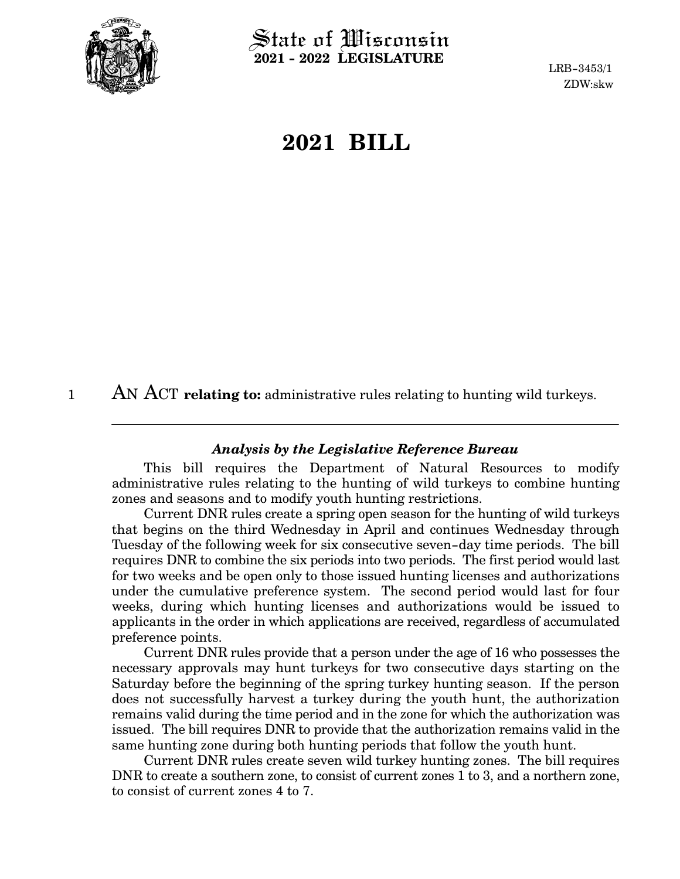State of Wisconsin
**2021 - 2022 LEGISLATURE**

LRB-3453/1
ZDW:skw

# 2021 BILL

1 AN ACT **relating to:** administrative rules relating to hunting wild turkeys.

---

### *Analysis by the Legislative Reference Bureau*

This bill requires the Department of Natural Resources to modify administrative rules relating to the hunting of wild turkeys to combine hunting zones and seasons and to modify youth hunting restrictions.

Current DNR rules create a spring open season for the hunting of wild turkeys that begins on the third Wednesday in April and continues Wednesday through Tuesday of the following week for six consecutive seven-day time periods. The bill requires DNR to combine the six periods into two periods. The first period would last for two weeks and be open only to those issued hunting licenses and authorizations under the cumulative preference system. The second period would last for four weeks, during which hunting licenses and authorizations would be issued to applicants in the order in which applications are received, regardless of accumulated preference points.

Current DNR rules provide that a person under the age of 16 who possesses the necessary approvals may hunt turkeys for two consecutive days starting on the Saturday before the beginning of the spring turkey hunting season. If the person does not successfully harvest a turkey during the youth hunt, the authorization remains valid during the time period and in the zone for which the authorization was issued. The bill requires DNR to provide that the authorization remains valid in the same hunting zone during both hunting periods that follow the youth hunt.

Current DNR rules create seven wild turkey hunting zones. The bill requires DNR to create a southern zone, to consist of current zones 1 to 3, and a northern zone, to consist of current zones 4 to 7.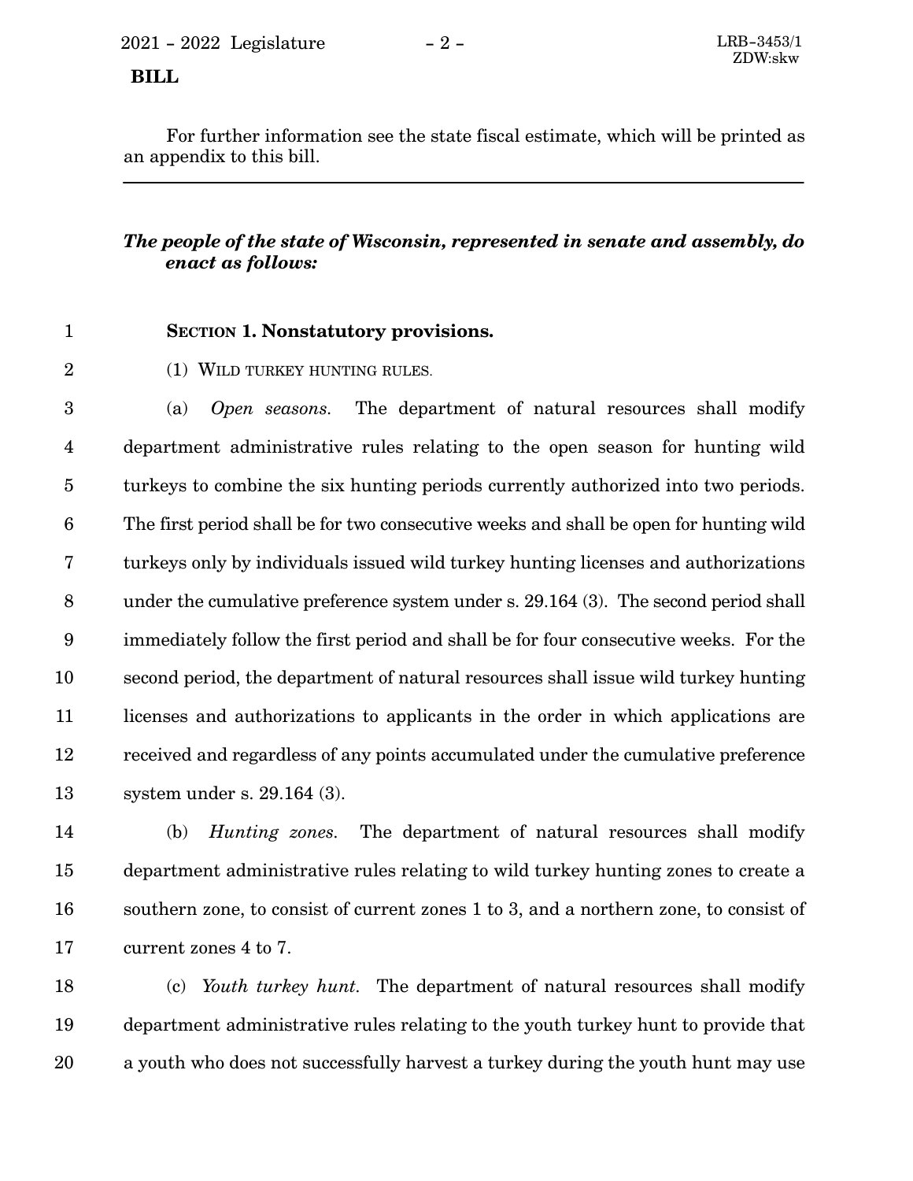For further information see the state fiscal estimate, which will be printed as an appendix to this bill.

---

***The people of the state of Wisconsin, represented in senate and assembly, do enact as follows:***

**SECTION 1. Nonstatutory provisions.**

(1) WILD TURKEY HUNTING RULES.

(a) *Open seasons.* The department of natural resources shall modify department administrative rules relating to the open season for hunting wild turkeys to combine the six hunting periods currently authorized into two periods. The first period shall be for two consecutive weeks and shall be open for hunting wild turkeys only by individuals issued wild turkey hunting licenses and authorizations under the cumulative preference system under s. 29.164 (3). The second period shall immediately follow the first period and shall be for four consecutive weeks. For the second period, the department of natural resources shall issue wild turkey hunting licenses and authorizations to applicants in the order in which applications are received and regardless of any points accumulated under the cumulative preference system under s. 29.164 (3).

(b) *Hunting zones.* The department of natural resources shall modify department administrative rules relating to wild turkey hunting zones to create a southern zone, to consist of current zones 1 to 3, and a northern zone, to consist of current zones 4 to 7.

(c) *Youth turkey hunt.* The department of natural resources shall modify department administrative rules relating to the youth turkey hunt to provide that a youth who does not successfully harvest a turkey during the youth hunt may use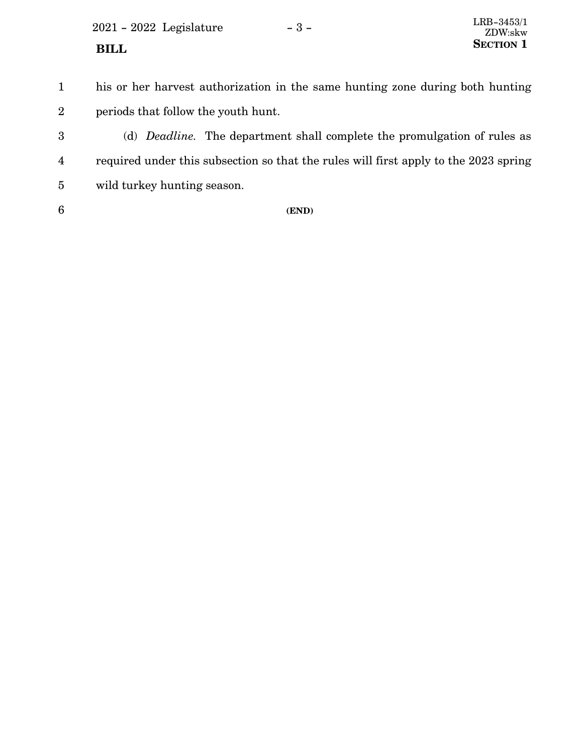his or her harvest authorization in the same hunting zone during both hunting periods that follow the youth hunt.

(d) *Deadline.* The department shall complete the promulgation of rules as required under this subsection so that the rules will first apply to the 2023 spring wild turkey hunting season.

**(END)**